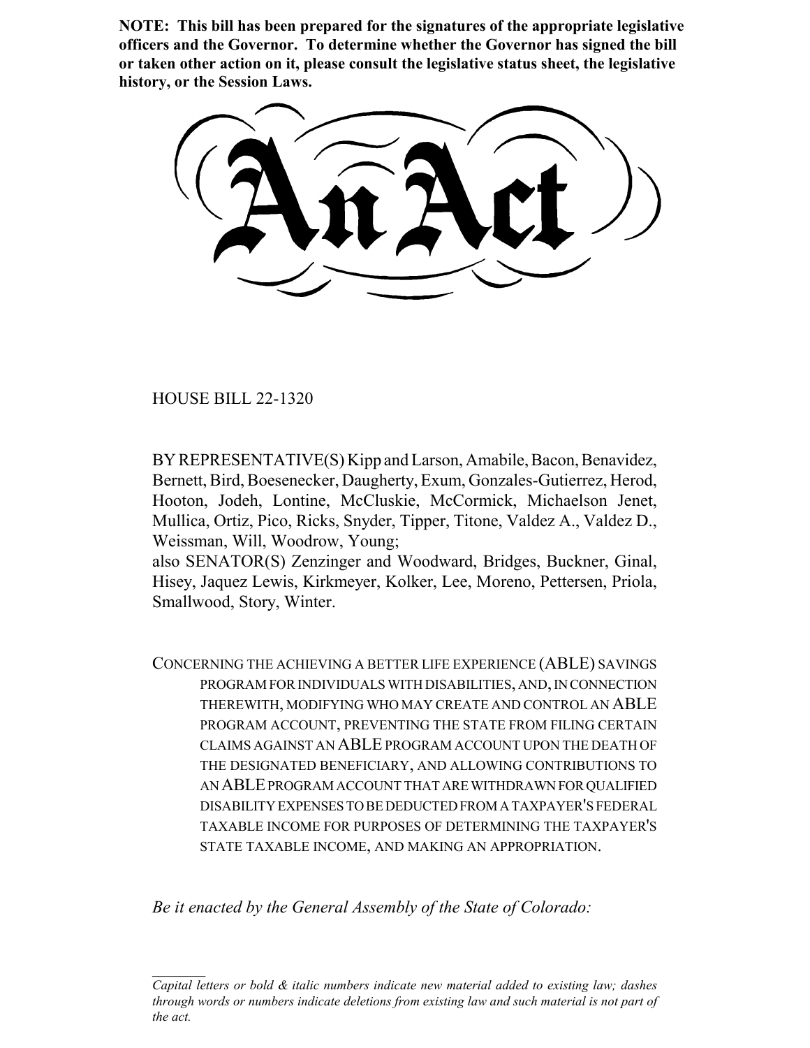**NOTE: This bill has been prepared for the signatures of the appropriate legislative officers and the Governor. To determine whether the Governor has signed the bill or taken other action on it, please consult the legislative status sheet, the legislative history, or the Session Laws.**

# An Act

HOUSE BILL 22-1320

BY REPRESENTATIVE(S) Kipp and Larson, Amabile, Bacon, Benavidez, Bernett, Bird, Boesenecker, Daugherty, Exum, Gonzales-Gutierrez, Herod, Hooton, Jodeh, Lontine, McCluskie, McCormick, Michaelson Jenet, Mullica, Ortiz, Pico, Ricks, Snyder, Tipper, Titone, Valdez A., Valdez D., Weissman, Will, Woodrow, Young;
also SENATOR(S) Zenzinger and Woodward, Bridges, Buckner, Ginal, Hisey, Jaquez Lewis, Kirkmeyer, Kolker, Lee, Moreno, Pettersen, Priola, Smallwood, Story, Winter.

CONCERNING THE ACHIEVING A BETTER LIFE EXPERIENCE (ABLE) SAVINGS PROGRAM FOR INDIVIDUALS WITH DISABILITIES, AND, IN CONNECTION THEREWITH, MODIFYING WHO MAY CREATE AND CONTROL AN ABLE PROGRAM ACCOUNT, PREVENTING THE STATE FROM FILING CERTAIN CLAIMS AGAINST AN ABLE PROGRAM ACCOUNT UPON THE DEATH OF THE DESIGNATED BENEFICIARY, AND ALLOWING CONTRIBUTIONS TO AN ABLE PROGRAM ACCOUNT THAT ARE WITHDRAWN FOR QUALIFIED DISABILITY EXPENSES TO BE DEDUCTED FROM A TAXPAYER'S FEDERAL TAXABLE INCOME FOR PURPOSES OF DETERMINING THE TAXPAYER'S STATE TAXABLE INCOME, AND MAKING AN APPROPRIATION.

*Be it enacted by the General Assembly of the State of Colorado:*

---

*Capital letters or bold & italic numbers indicate new material added to existing law; dashes through words or numbers indicate deletions from existing law and such material is not part of the act.*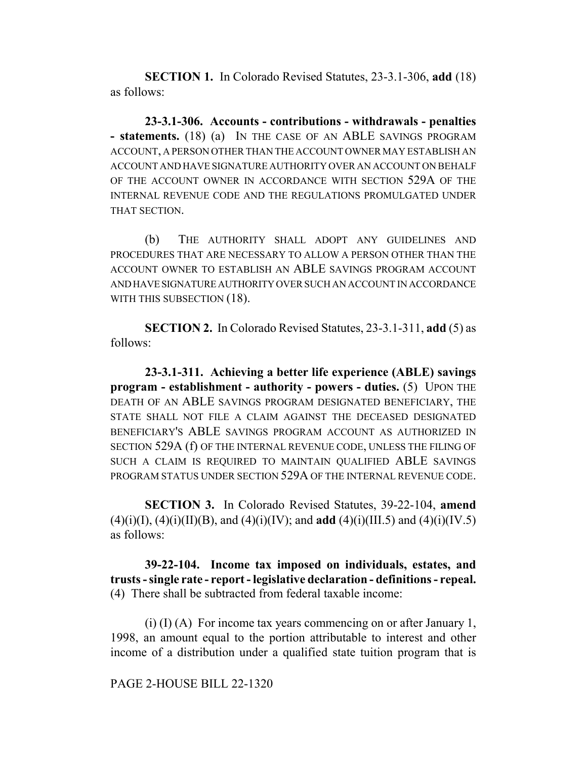**SECTION 1.** In Colorado Revised Statutes, 23-3.1-306, **add** (18) as follows:

**23-3.1-306. Accounts - contributions - withdrawals - penalties - statements.** (18) (a) IN THE CASE OF AN ABLE SAVINGS PROGRAM ACCOUNT, A PERSON OTHER THAN THE ACCOUNT OWNER MAY ESTABLISH AN ACCOUNT AND HAVE SIGNATURE AUTHORITY OVER AN ACCOUNT ON BEHALF OF THE ACCOUNT OWNER IN ACCORDANCE WITH SECTION 529A OF THE INTERNAL REVENUE CODE AND THE REGULATIONS PROMULGATED UNDER THAT SECTION.

(b) THE AUTHORITY SHALL ADOPT ANY GUIDELINES AND PROCEDURES THAT ARE NECESSARY TO ALLOW A PERSON OTHER THAN THE ACCOUNT OWNER TO ESTABLISH AN ABLE SAVINGS PROGRAM ACCOUNT AND HAVE SIGNATURE AUTHORITY OVER SUCH AN ACCOUNT IN ACCORDANCE WITH THIS SUBSECTION (18).

**SECTION 2.** In Colorado Revised Statutes, 23-3.1-311, **add** (5) as follows:

**23-3.1-311. Achieving a better life experience (ABLE) savings program - establishment - authority - powers - duties.** (5) UPON THE DEATH OF AN ABLE SAVINGS PROGRAM DESIGNATED BENEFICIARY, THE STATE SHALL NOT FILE A CLAIM AGAINST THE DECEASED DESIGNATED BENEFICIARY'S ABLE SAVINGS PROGRAM ACCOUNT AS AUTHORIZED IN SECTION 529A (f) OF THE INTERNAL REVENUE CODE, UNLESS THE FILING OF SUCH A CLAIM IS REQUIRED TO MAINTAIN QUALIFIED ABLE SAVINGS PROGRAM STATUS UNDER SECTION 529A OF THE INTERNAL REVENUE CODE.

**SECTION 3.** In Colorado Revised Statutes, 39-22-104, **amend** (4)(i)(I), (4)(i)(II)(B), and (4)(i)(IV); and **add** (4)(i)(III.5) and (4)(i)(IV.5) as follows:

**39-22-104. Income tax imposed on individuals, estates, and trusts - single rate - report - legislative declaration - definitions - repeal.** (4) There shall be subtracted from federal taxable income:

(i) (I) (A) For income tax years commencing on or after January 1, 1998, an amount equal to the portion attributable to interest and other income of a distribution under a qualified state tuition program that is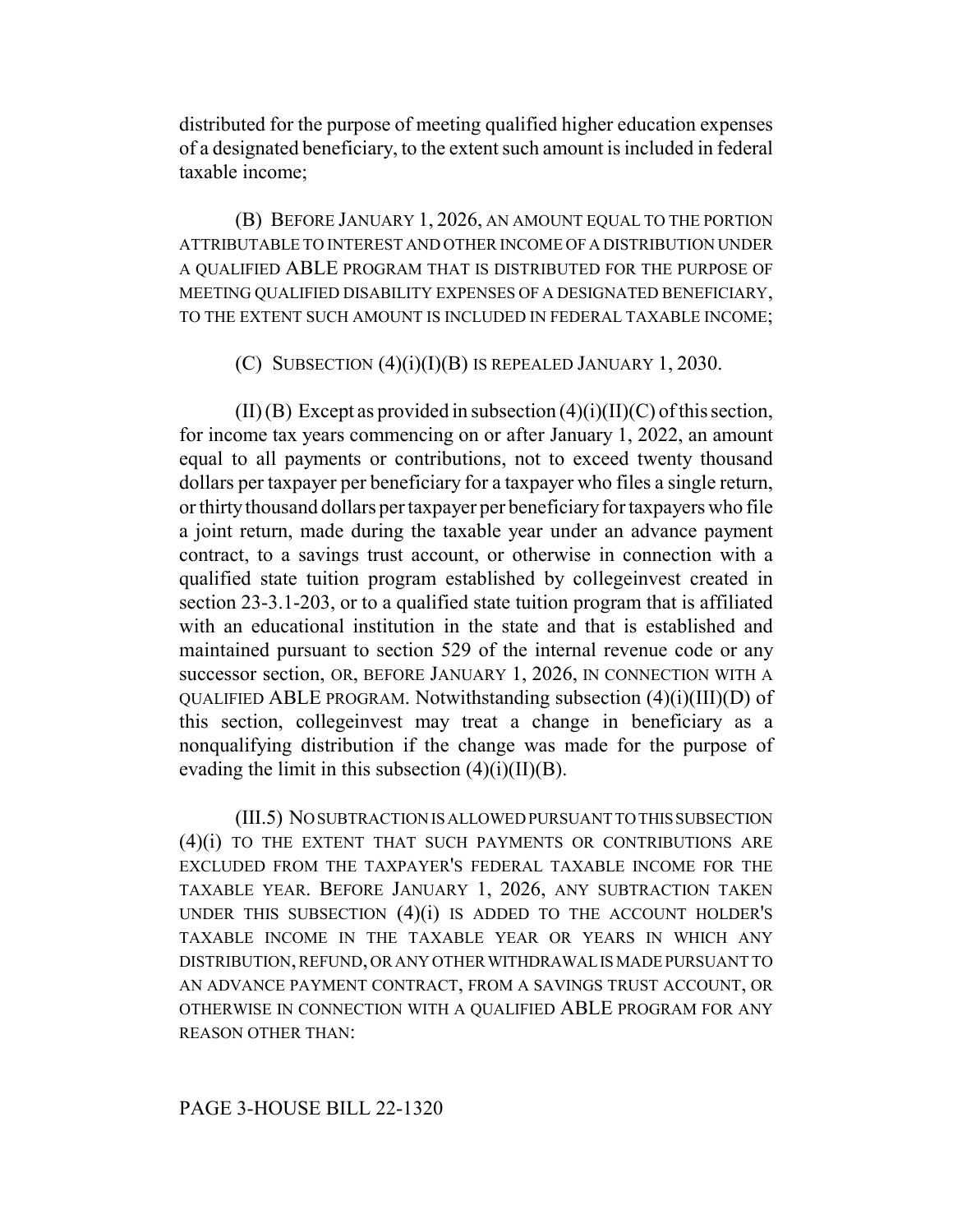distributed for the purpose of meeting qualified higher education expenses of a designated beneficiary, to the extent such amount is included in federal taxable income;

(B) BEFORE JANUARY 1, 2026, AN AMOUNT EQUAL TO THE PORTION ATTRIBUTABLE TO INTEREST AND OTHER INCOME OF A DISTRIBUTION UNDER A QUALIFIED ABLE PROGRAM THAT IS DISTRIBUTED FOR THE PURPOSE OF MEETING QUALIFIED DISABILITY EXPENSES OF A DESIGNATED BENEFICIARY, TO THE EXTENT SUCH AMOUNT IS INCLUDED IN FEDERAL TAXABLE INCOME;

(C) SUBSECTION (4)(i)(I)(B) IS REPEALED JANUARY 1, 2030.

(II) (B) Except as provided in subsection (4)(i)(II)(C) of this section, for income tax years commencing on or after January 1, 2022, an amount equal to all payments or contributions, not to exceed twenty thousand dollars per taxpayer per beneficiary for a taxpayer who files a single return, or thirty thousand dollars per taxpayer per beneficiary for taxpayers who file a joint return, made during the taxable year under an advance payment contract, to a savings trust account, or otherwise in connection with a qualified state tuition program established by collegeinvest created in section 23-3.1-203, or to a qualified state tuition program that is affiliated with an educational institution in the state and that is established and maintained pursuant to section 529 of the internal revenue code or any successor section, OR, BEFORE JANUARY 1, 2026, IN CONNECTION WITH A QUALIFIED ABLE PROGRAM. Notwithstanding subsection (4)(i)(III)(D) of this section, collegeinvest may treat a change in beneficiary as a nonqualifying distribution if the change was made for the purpose of evading the limit in this subsection (4)(i)(II)(B).

(III.5) NO SUBTRACTION IS ALLOWED PURSUANT TO THIS SUBSECTION (4)(i) TO THE EXTENT THAT SUCH PAYMENTS OR CONTRIBUTIONS ARE EXCLUDED FROM THE TAXPAYER'S FEDERAL TAXABLE INCOME FOR THE TAXABLE YEAR. BEFORE JANUARY 1, 2026, ANY SUBTRACTION TAKEN UNDER THIS SUBSECTION (4)(i) IS ADDED TO THE ACCOUNT HOLDER'S TAXABLE INCOME IN THE TAXABLE YEAR OR YEARS IN WHICH ANY DISTRIBUTION, REFUND, OR ANY OTHER WITHDRAWAL IS MADE PURSUANT TO AN ADVANCE PAYMENT CONTRACT, FROM A SAVINGS TRUST ACCOUNT, OR OTHERWISE IN CONNECTION WITH A QUALIFIED ABLE PROGRAM FOR ANY REASON OTHER THAN: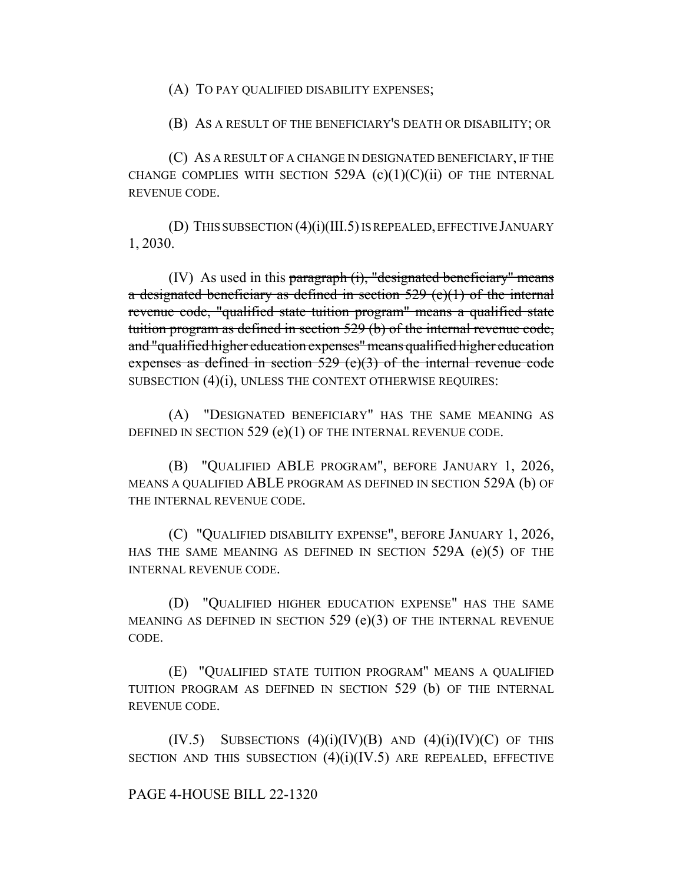(A) TO PAY QUALIFIED DISABILITY EXPENSES;

(B) AS A RESULT OF THE BENEFICIARY'S DEATH OR DISABILITY; OR

(C) AS A RESULT OF A CHANGE IN DESIGNATED BENEFICIARY, IF THE CHANGE COMPLIES WITH SECTION 529A (c)(1)(C)(ii) OF THE INTERNAL REVENUE CODE.

(D) THIS SUBSECTION (4)(i)(III.5) IS REPEALED, EFFECTIVE JANUARY 1, 2030.

(IV) As used in this ~~paragraph (i), "designated beneficiary" means a designated beneficiary as defined in section 529 (e)(1) of the internal revenue code, "qualified state tuition program" means a qualified state tuition program as defined in section 529 (b) of the internal revenue code, and "qualified higher education expenses" means qualified higher education expenses as defined in section 529 (e)(3) of the internal revenue code~~ SUBSECTION (4)(i), UNLESS THE CONTEXT OTHERWISE REQUIRES:

(A) "DESIGNATED BENEFICIARY" HAS THE SAME MEANING AS DEFINED IN SECTION 529 (e)(1) OF THE INTERNAL REVENUE CODE.

(B) "QUALIFIED ABLE PROGRAM", BEFORE JANUARY 1, 2026, MEANS A QUALIFIED ABLE PROGRAM AS DEFINED IN SECTION 529A (b) OF THE INTERNAL REVENUE CODE.

(C) "QUALIFIED DISABILITY EXPENSE", BEFORE JANUARY 1, 2026, HAS THE SAME MEANING AS DEFINED IN SECTION 529A (e)(5) OF THE INTERNAL REVENUE CODE.

(D) "QUALIFIED HIGHER EDUCATION EXPENSE" HAS THE SAME MEANING AS DEFINED IN SECTION 529 (e)(3) OF THE INTERNAL REVENUE CODE.

(E) "QUALIFIED STATE TUITION PROGRAM" MEANS A QUALIFIED TUITION PROGRAM AS DEFINED IN SECTION 529 (b) OF THE INTERNAL REVENUE CODE.

(IV.5) SUBSECTIONS (4)(i)(IV)(B) AND (4)(i)(IV)(C) OF THIS SECTION AND THIS SUBSECTION (4)(i)(IV.5) ARE REPEALED, EFFECTIVE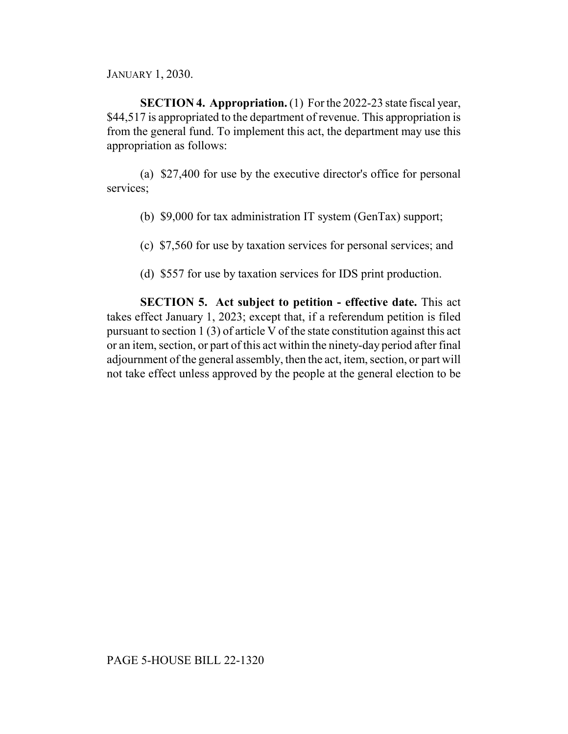JANUARY 1, 2030.

**SECTION 4. Appropriation.** (1) For the 2022-23 state fiscal year, $44,517 is appropriated to the department of revenue. This appropriation is from the general fund. To implement this act, the department may use this appropriation as follows:

(a) $27,400 for use by the executive director's office for personal services;

(b) $9,000 for tax administration IT system (GenTax) support;

(c) $7,560 for use by taxation services for personal services; and

(d) $557 for use by taxation services for IDS print production.

**SECTION 5. Act subject to petition - effective date.** This act takes effect January 1, 2023; except that, if a referendum petition is filed pursuant to section 1 (3) of article V of the state constitution against this act or an item, section, or part of this act within the ninety-day period after final adjournment of the general assembly, then the act, item, section, or part will not take effect unless approved by the people at the general election to be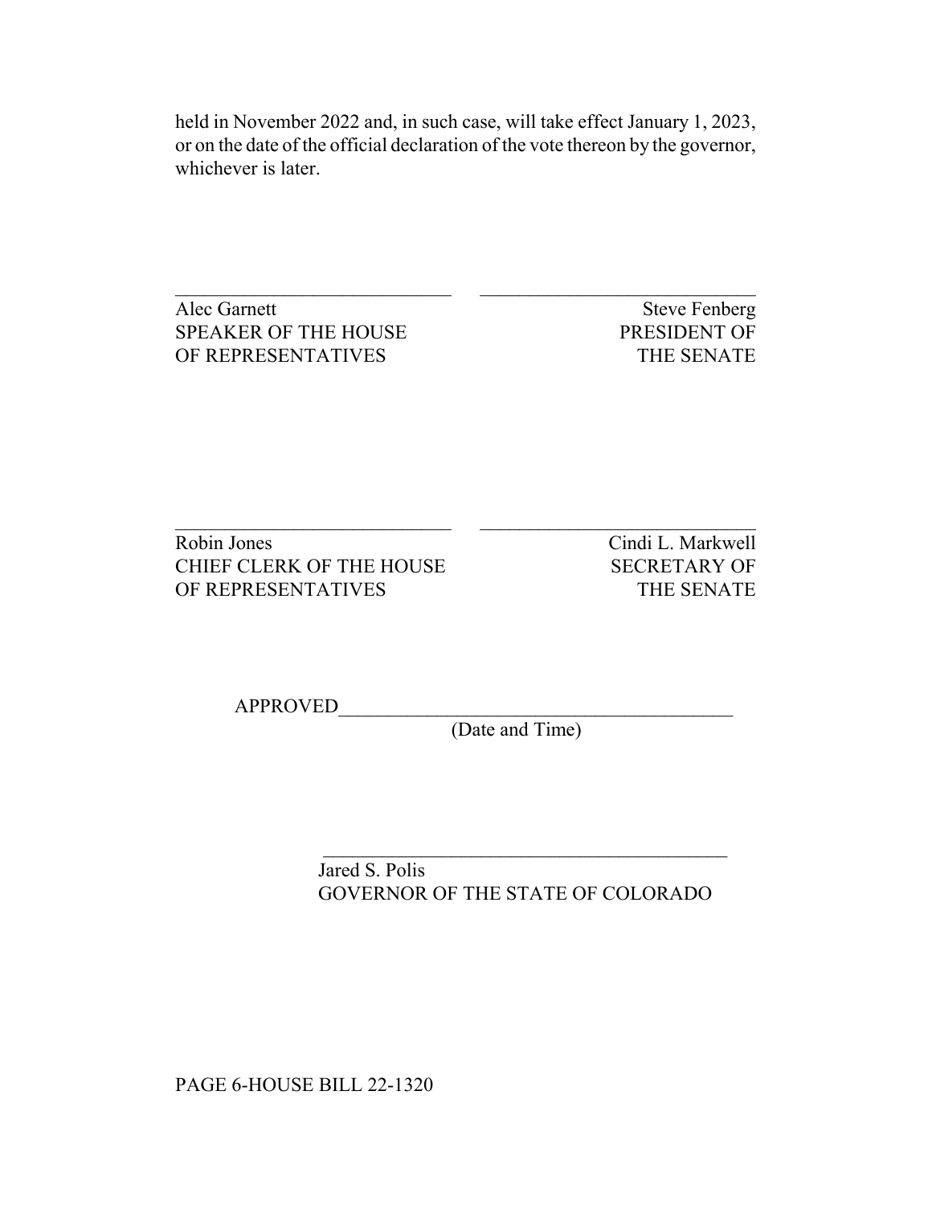held in November 2022 and, in such case, will take effect January 1, 2023, or on the date of the official declaration of the vote thereon by the governor, whichever is later.

| | |
|---|---|
| ____________________________ | ____________________________ |
| Alec Garnett | Steve Fenberg |
| SPEAKER OF THE HOUSE OF REPRESENTATIVES | PRESIDENT OF THE SENATE |

| | |
|---|---|
| ____________________________ | ____________________________ |
| Robin Jones | Cindi L. Markwell |
| CHIEF CLERK OF THE HOUSE OF REPRESENTATIVES | SECRETARY OF THE SENATE |

APPROVED________________________________________
(Date and Time)

_________________________________________
Jared S. Polis
GOVERNOR OF THE STATE OF COLORADO

PAGE 6-HOUSE BILL 22-1320